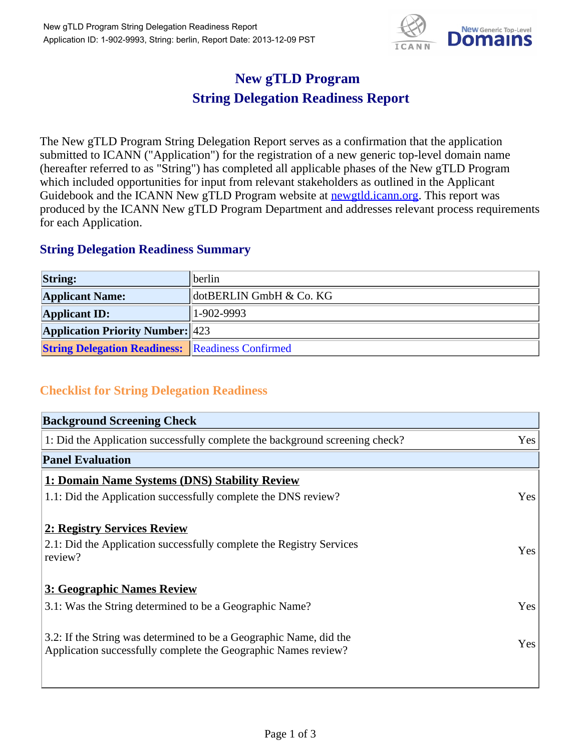# New gTLD Program
# String Delegation Readiness Report

The New gTLD Program String Delegation Report serves as a confirmation that the application submitted to ICANN ("Application") for the registration of a new generic top-level domain name (hereafter referred to as "String") has completed all applicable phases of the New gTLD Program which included opportunities for input from relevant stakeholders as outlined in the Applicant Guidebook and the ICANN New gTLD Program website at newgtld.icann.org. This report was produced by the ICANN New gTLD Program Department and addresses relevant process requirements for each Application.

## String Delegation Readiness Summary

| | |
|---|---|
| **String:** | berlin |
| **Applicant Name:** | dotBERLIN GmbH & Co. KG |
| **Applicant ID:** | 1-902-9993 |
| **Application Priority Number:** | 423 |
| **String Delegation Readiness:** | Readiness Confirmed |

## Checklist for String Delegation Readiness

| **Background Screening Check** | |
|---|---|
| 1: Did the Application successfully complete the background screening check? | Yes |
| **Panel Evaluation** | |
| **1: Domain Name Systems (DNS) Stability Review** | |
| 1.1: Did the Application successfully complete the DNS review? | Yes |
| **2: Registry Services Review** | |
| 2.1: Did the Application successfully complete the Registry Services review? | Yes |
| **3: Geographic Names Review** | |
| 3.1: Was the String determined to be a Geographic Name? | Yes |
| 3.2: If the String was determined to be a Geographic Name, did the Application successfully complete the Geographic Names review? | Yes |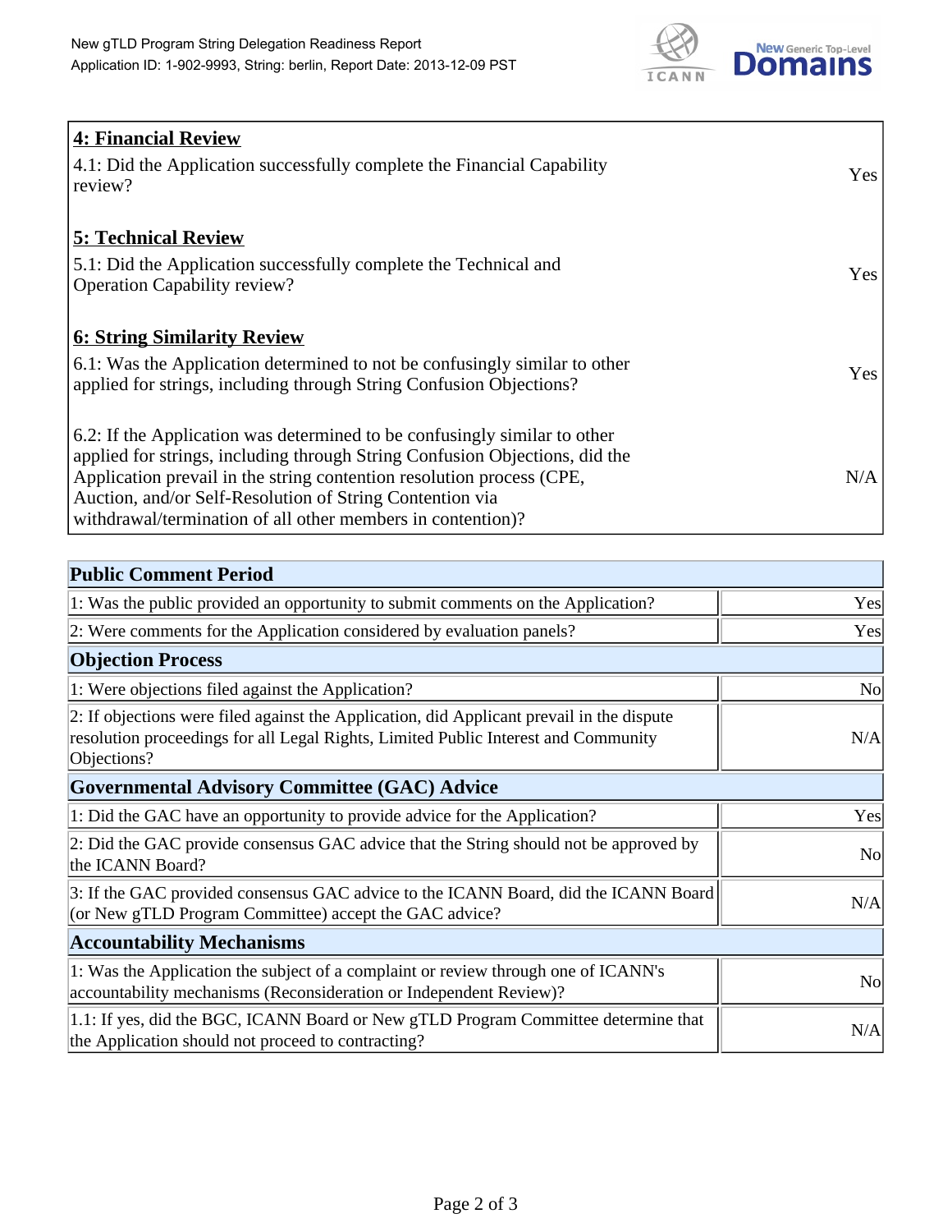| **4: Financial Review** | |
|---|---|
| 4.1: Did the Application successfully complete the Financial Capability review? | Yes |
| **5: Technical Review** | |
| 5.1: Did the Application successfully complete the Technical and Operation Capability review? | Yes |
| **6: String Similarity Review** | |
| 6.1: Was the Application determined to not be confusingly similar to other applied for strings, including through String Confusion Objections? | Yes |
| 6.2: If the Application was determined to be confusingly similar to other applied for strings, including through String Confusion Objections, did the Application prevail in the string contention resolution process (CPE, Auction, and/or Self-Resolution of String Contention via withdrawal/termination of all other members in contention)? | N/A |

| **Public Comment Period** | |
|---|---|
| 1: Was the public provided an opportunity to submit comments on the Application? | Yes |
| 2: Were comments for the Application considered by evaluation panels? | Yes |
| **Objection Process** | |
| 1: Were objections filed against the Application? | No |
| 2: If objections were filed against the Application, did Applicant prevail in the dispute resolution proceedings for all Legal Rights, Limited Public Interest and Community Objections? | N/A |
| **Governmental Advisory Committee (GAC) Advice** | |
| 1: Did the GAC have an opportunity to provide advice for the Application? | Yes |
| 2: Did the GAC provide consensus GAC advice that the String should not be approved by the ICANN Board? | No |
| 3: If the GAC provided consensus GAC advice to the ICANN Board, did the ICANN Board (or New gTLD Program Committee) accept the GAC advice? | N/A |
| **Accountability Mechanisms** | |
| 1: Was the Application the subject of a complaint or review through one of ICANN's accountability mechanisms (Reconsideration or Independent Review)? | No |
| 1.1: If yes, did the BGC, ICANN Board or New gTLD Program Committee determine that the Application should not proceed to contracting? | N/A |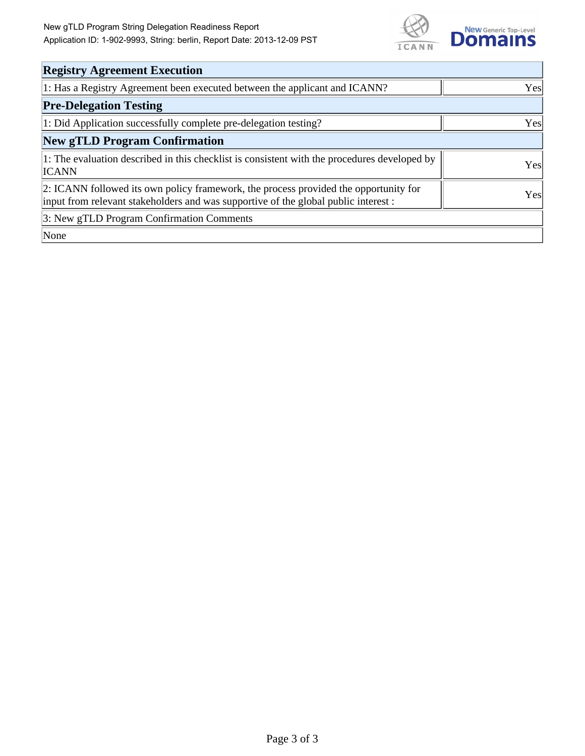## Registry Agreement Execution

| | |
|---|---|
| 1: Has a Registry Agreement been executed between the applicant and ICANN? | Yes |

## Pre-Delegation Testing

| | |
|---|---|
| 1: Did Application successfully complete pre-delegation testing? | Yes |

## New gTLD Program Confirmation

| | |
|---|---|
| 1: The evaluation described in this checklist is consistent with the procedures developed by ICANN | Yes |
| 2: ICANN followed its own policy framework, the process provided the opportunity for input from relevant stakeholders and was supportive of the global public interest : | Yes |

3: New gTLD Program Confirmation Comments

None